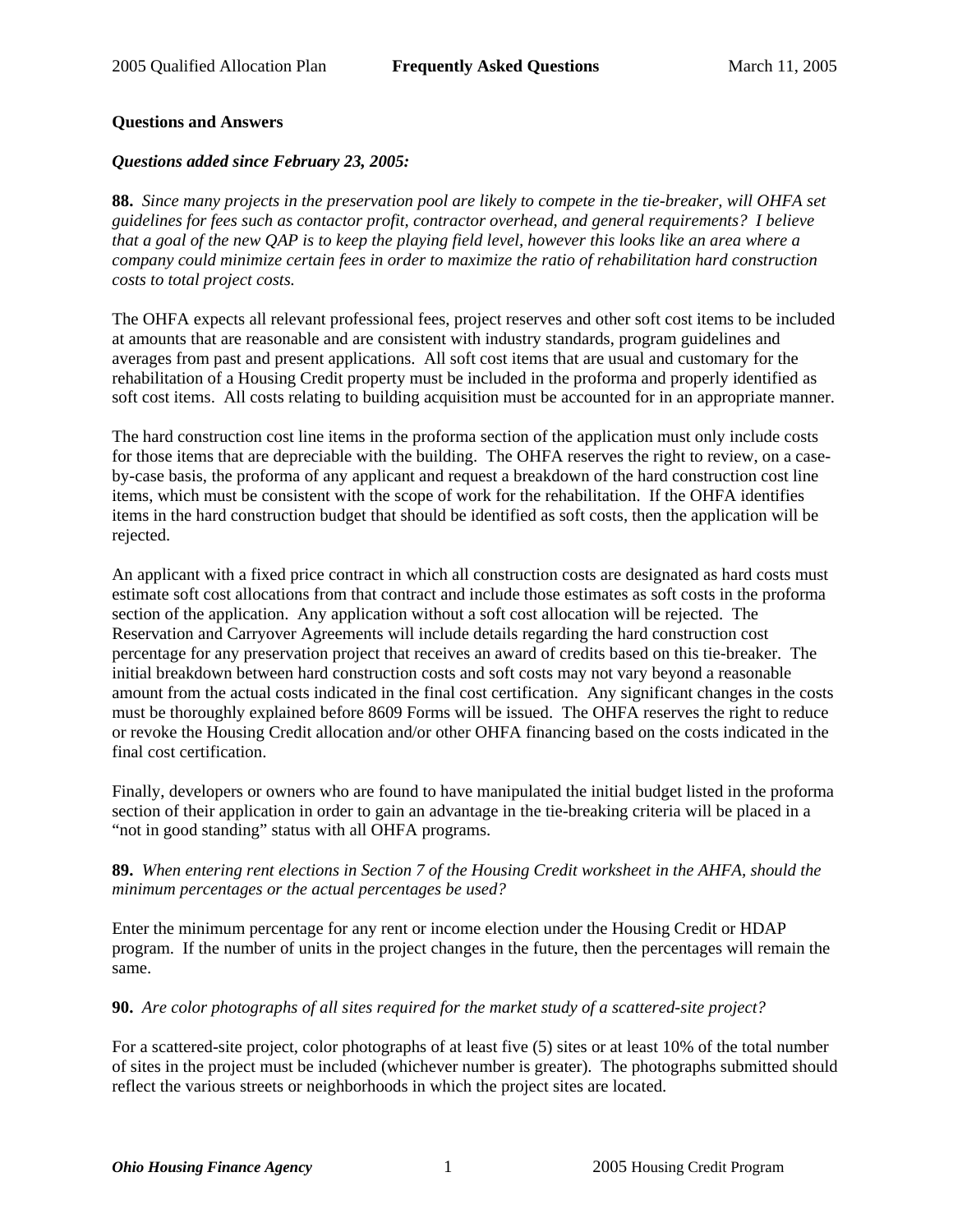**Questions and Answers**

***Questions added since February 23, 2005:***

**88.** *Since many projects in the preservation pool are likely to compete in the tie-breaker, will OHFA set guidelines for fees such as contactor profit, contractor overhead, and general requirements? I believe that a goal of the new QAP is to keep the playing field level, however this looks like an area where a company could minimize certain fees in order to maximize the ratio of rehabilitation hard construction costs to total project costs.*

The OHFA expects all relevant professional fees, project reserves and other soft cost items to be included at amounts that are reasonable and are consistent with industry standards, program guidelines and averages from past and present applications. All soft cost items that are usual and customary for the rehabilitation of a Housing Credit property must be included in the proforma and properly identified as soft cost items. All costs relating to building acquisition must be accounted for in an appropriate manner.

The hard construction cost line items in the proforma section of the application must only include costs for those items that are depreciable with the building. The OHFA reserves the right to review, on a case-by-case basis, the proforma of any applicant and request a breakdown of the hard construction cost line items, which must be consistent with the scope of work for the rehabilitation. If the OHFA identifies items in the hard construction budget that should be identified as soft costs, then the application will be rejected.

An applicant with a fixed price contract in which all construction costs are designated as hard costs must estimate soft cost allocations from that contract and include those estimates as soft costs in the proforma section of the application. Any application without a soft cost allocation will be rejected. The Reservation and Carryover Agreements will include details regarding the hard construction cost percentage for any preservation project that receives an award of credits based on this tie-breaker. The initial breakdown between hard construction costs and soft costs may not vary beyond a reasonable amount from the actual costs indicated in the final cost certification. Any significant changes in the costs must be thoroughly explained before 8609 Forms will be issued. The OHFA reserves the right to reduce or revoke the Housing Credit allocation and/or other OHFA financing based on the costs indicated in the final cost certification.

Finally, developers or owners who are found to have manipulated the initial budget listed in the proforma section of their application in order to gain an advantage in the tie-breaking criteria will be placed in a "not in good standing" status with all OHFA programs.

**89.** *When entering rent elections in Section 7 of the Housing Credit worksheet in the AHFA, should the minimum percentages or the actual percentages be used?*

Enter the minimum percentage for any rent or income election under the Housing Credit or HDAP program. If the number of units in the project changes in the future, then the percentages will remain the same.

**90.** *Are color photographs of all sites required for the market study of a scattered-site project?*

For a scattered-site project, color photographs of at least five (5) sites or at least 10% of the total number of sites in the project must be included (whichever number is greater). The photographs submitted should reflect the various streets or neighborhoods in which the project sites are located.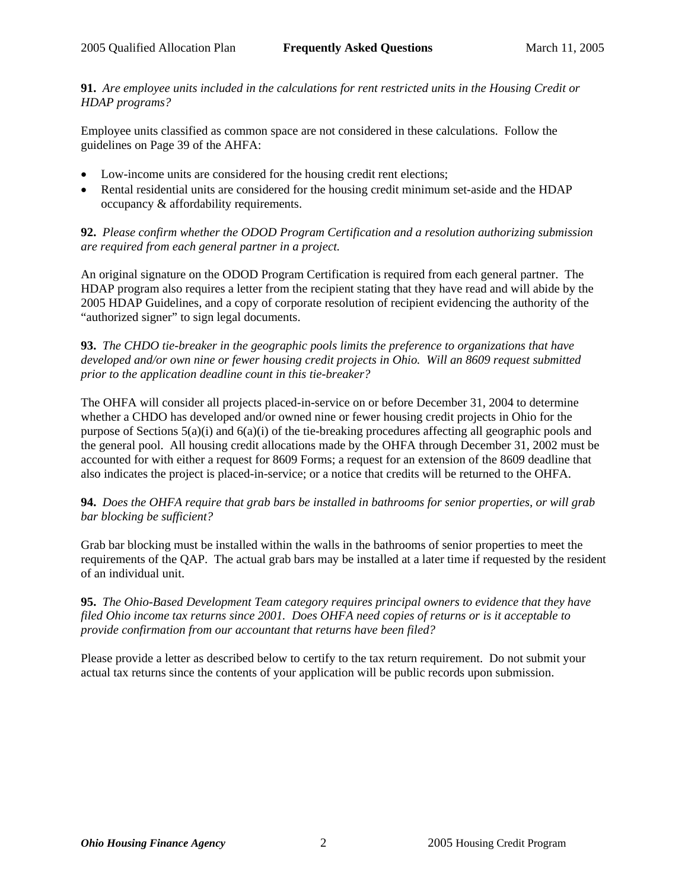**91.** *Are employee units included in the calculations for rent restricted units in the Housing Credit or HDAP programs?*

Employee units classified as common space are not considered in these calculations. Follow the guidelines on Page 39 of the AHFA:

- Low-income units are considered for the housing credit rent elections;
- Rental residential units are considered for the housing credit minimum set-aside and the HDAP occupancy & affordability requirements.

**92.** *Please confirm whether the ODOD Program Certification and a resolution authorizing submission are required from each general partner in a project.*

An original signature on the ODOD Program Certification is required from each general partner. The HDAP program also requires a letter from the recipient stating that they have read and will abide by the 2005 HDAP Guidelines, and a copy of corporate resolution of recipient evidencing the authority of the "authorized signer" to sign legal documents.

**93.** *The CHDO tie-breaker in the geographic pools limits the preference to organizations that have developed and/or own nine or fewer housing credit projects in Ohio. Will an 8609 request submitted prior to the application deadline count in this tie-breaker?*

The OHFA will consider all projects placed-in-service on or before December 31, 2004 to determine whether a CHDO has developed and/or owned nine or fewer housing credit projects in Ohio for the purpose of Sections 5(a)(i) and 6(a)(i) of the tie-breaking procedures affecting all geographic pools and the general pool. All housing credit allocations made by the OHFA through December 31, 2002 must be accounted for with either a request for 8609 Forms; a request for an extension of the 8609 deadline that also indicates the project is placed-in-service; or a notice that credits will be returned to the OHFA.

**94.** *Does the OHFA require that grab bars be installed in bathrooms for senior properties, or will grab bar blocking be sufficient?*

Grab bar blocking must be installed within the walls in the bathrooms of senior properties to meet the requirements of the QAP. The actual grab bars may be installed at a later time if requested by the resident of an individual unit.

**95.** *The Ohio-Based Development Team category requires principal owners to evidence that they have filed Ohio income tax returns since 2001. Does OHFA need copies of returns or is it acceptable to provide confirmation from our accountant that returns have been filed?*

Please provide a letter as described below to certify to the tax return requirement. Do not submit your actual tax returns since the contents of your application will be public records upon submission.